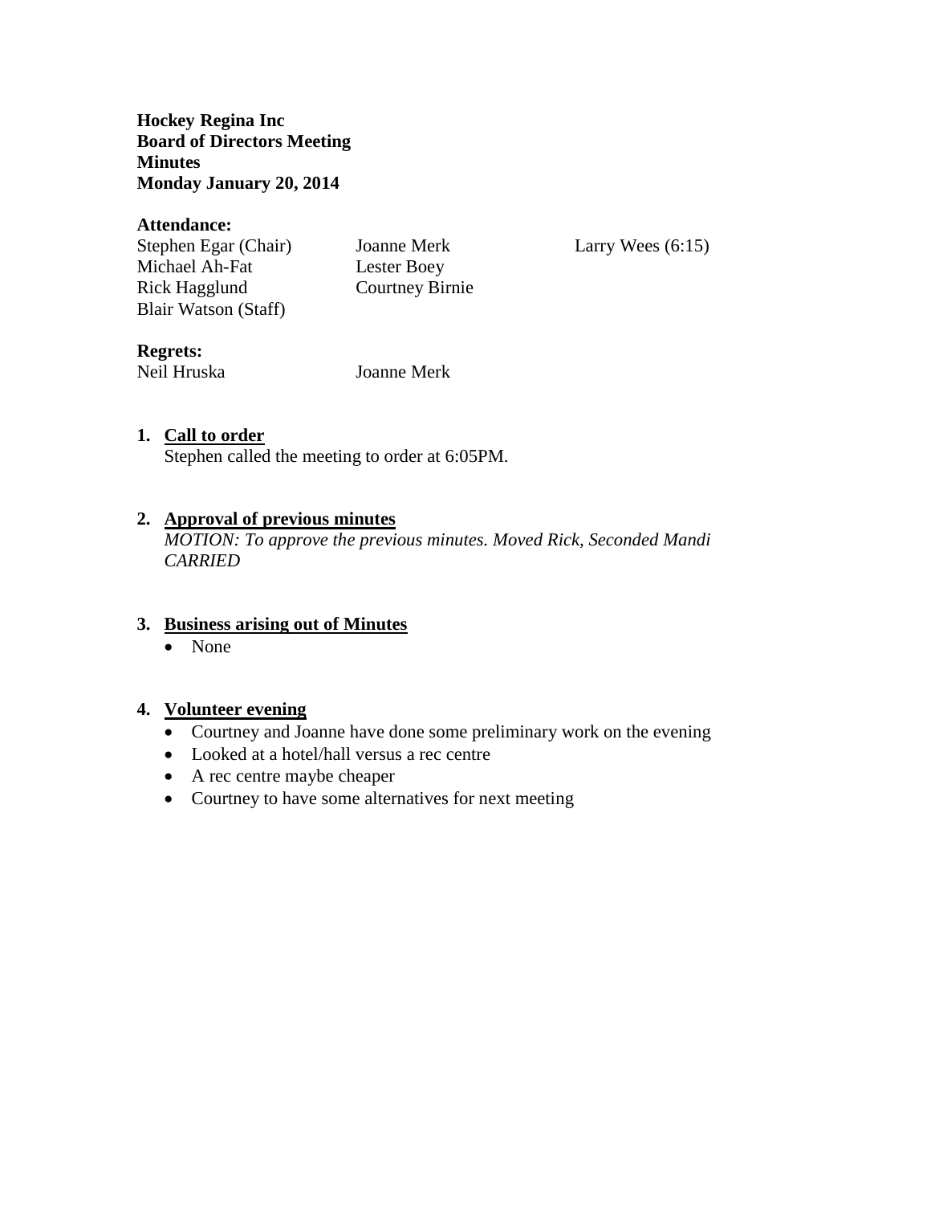**Hockey Regina Inc**
**Board of Directors Meeting**
**Minutes**
**Monday January 20, 2014**

**Attendance:**

| | | |
|---|---|---|
| Stephen Egar (Chair) | Joanne Merk | Larry Wees (6:15) |
| Michael Ah-Fat | Lester Boey | |
| Rick Hagglund | Courtney Birnie | |
| Blair Watson (Staff) | | |

**Regrets:**

| | |
|---|---|
| Neil Hruska | Joanne Merk |

1. **Call to order**
   Stephen called the meeting to order at 6:05PM.

2. **Approval of previous minutes**
   *MOTION: To approve the previous minutes. Moved Rick, Seconded Mandi CARRIED*

3. **Business arising out of Minutes**
   - None

4. **Volunteer evening**
   - Courtney and Joanne have done some preliminary work on the evening
   - Looked at a hotel/hall versus a rec centre
   - A rec centre maybe cheaper
   - Courtney to have some alternatives for next meeting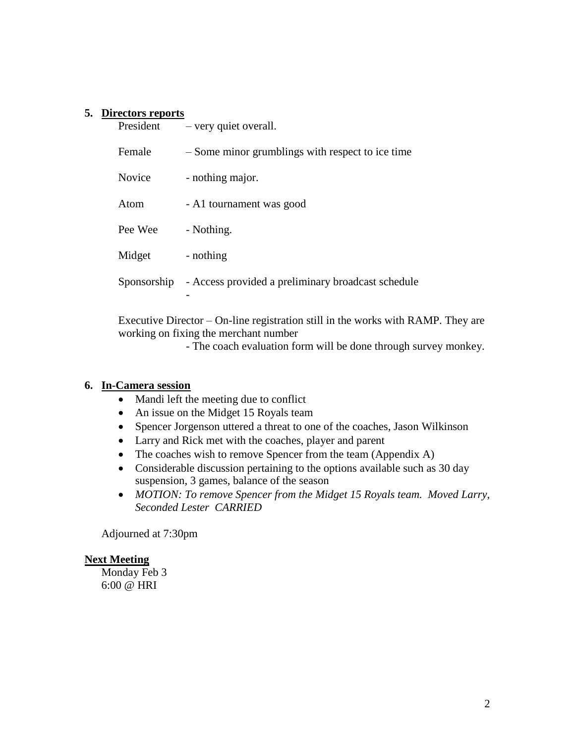## 5. Directors reports

| | |
|---|---|
| President | – very quiet overall. |
| Female | – Some minor grumblings with respect to ice time |
| Novice | - nothing major. |
| Atom | - A1 tournament was good |
| Pee Wee | - Nothing. |
| Midget | - nothing |
| Sponsorship | - Access provided a preliminary broadcast schedule<br>- |

Executive Director – On-line registration still in the works with RAMP. They are working on fixing the merchant number

- The coach evaluation form will be done through survey monkey.

## 6. In-Camera session

- Mandi left the meeting due to conflict
- An issue on the Midget 15 Royals team
- Spencer Jorgenson uttered a threat to one of the coaches, Jason Wilkinson
- Larry and Rick met with the coaches, player and parent
- The coaches wish to remove Spencer from the team (Appendix A)
- Considerable discussion pertaining to the options available such as 30 day suspension, 3 games, balance of the season
- *MOTION: To remove Spencer from the Midget 15 Royals team. Moved Larry, Seconded Lester CARRIED*

Adjourned at 7:30pm

**Next Meeting**

Monday Feb 3
6:00 @ HRI